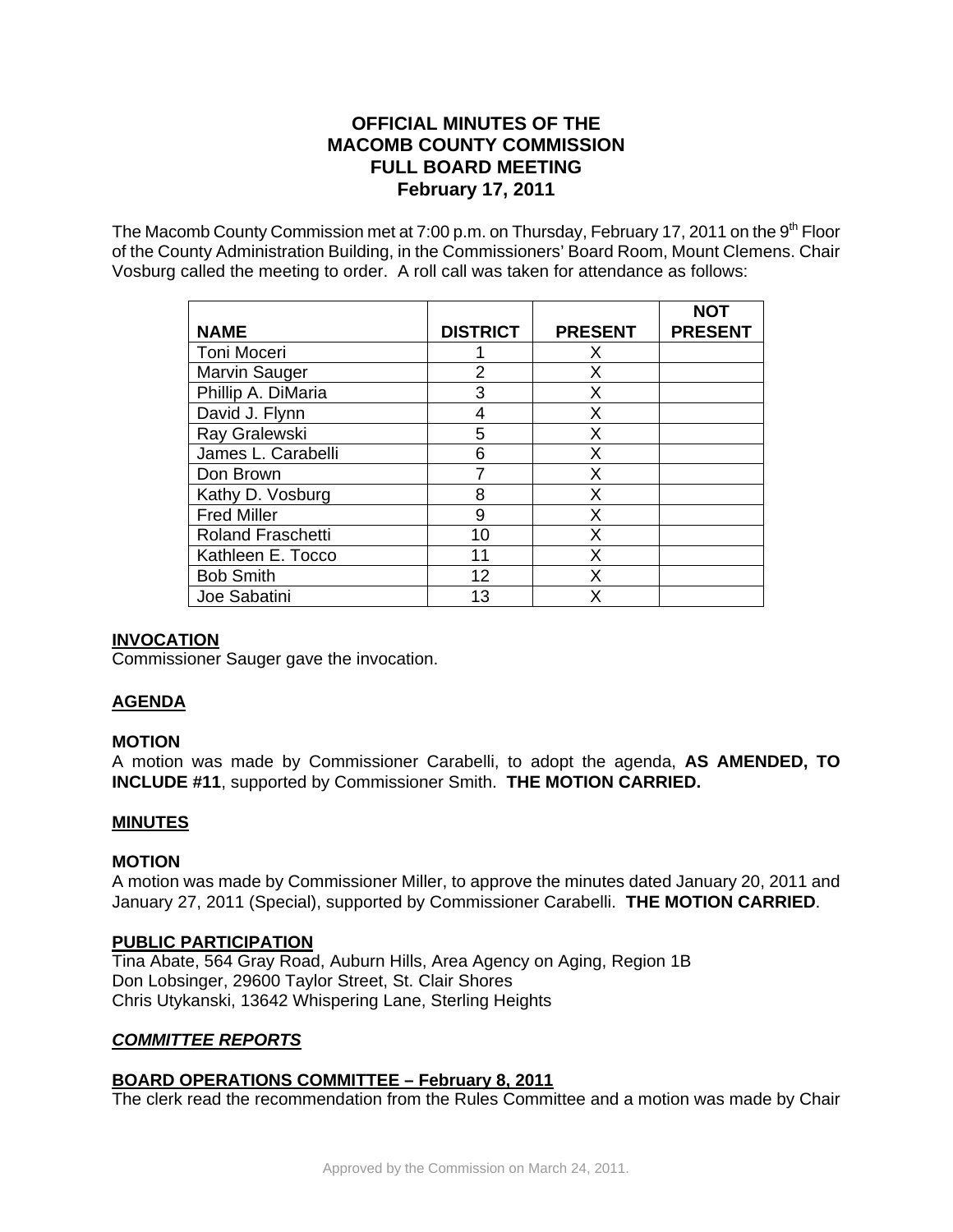# OFFICIAL MINUTES OF THE MACOMB COUNTY COMMISSION FULL BOARD MEETING February 17, 2011

The Macomb County Commission met at 7:00 p.m. on Thursday, February 17, 2011 on the 9th Floor of the County Administration Building, in the Commissioners' Board Room, Mount Clemens. Chair Vosburg called the meeting to order. A roll call was taken for attendance as follows:

| NAME | DISTRICT | PRESENT | NOT PRESENT |
|---|---|---|---|
| Toni Moceri | 1 | X | |
| Marvin Sauger | 2 | X | |
| Phillip A. DiMaria | 3 | X | |
| David J. Flynn | 4 | X | |
| Ray Gralewski | 5 | X | |
| James L. Carabelli | 6 | X | |
| Don Brown | 7 | X | |
| Kathy D. Vosburg | 8 | X | |
| Fred Miller | 9 | X | |
| Roland Fraschetti | 10 | X | |
| Kathleen E. Tocco | 11 | X | |
| Bob Smith | 12 | X | |
| Joe Sabatini | 13 | X | |

## INVOCATION

Commissioner Sauger gave the invocation.

## AGENDA

### MOTION

A motion was made by Commissioner Carabelli, to adopt the agenda, **AS AMENDED, TO INCLUDE #11**, supported by Commissioner Smith. **THE MOTION CARRIED.**

## MINUTES

### MOTION

A motion was made by Commissioner Miller, to approve the minutes dated January 20, 2011 and January 27, 2011 (Special), supported by Commissioner Carabelli. **THE MOTION CARRIED**.

## PUBLIC PARTICIPATION

Tina Abate, 564 Gray Road, Auburn Hills, Area Agency on Aging, Region 1B
Don Lobsinger, 29600 Taylor Street, St. Clair Shores
Chris Utykanski, 13642 Whispering Lane, Sterling Heights

## *COMMITTEE REPORTS*

### BOARD OPERATIONS COMMITTEE – February 8, 2011

The clerk read the recommendation from the Rules Committee and a motion was made by Chair

Approved by the Commission on March 24, 2011.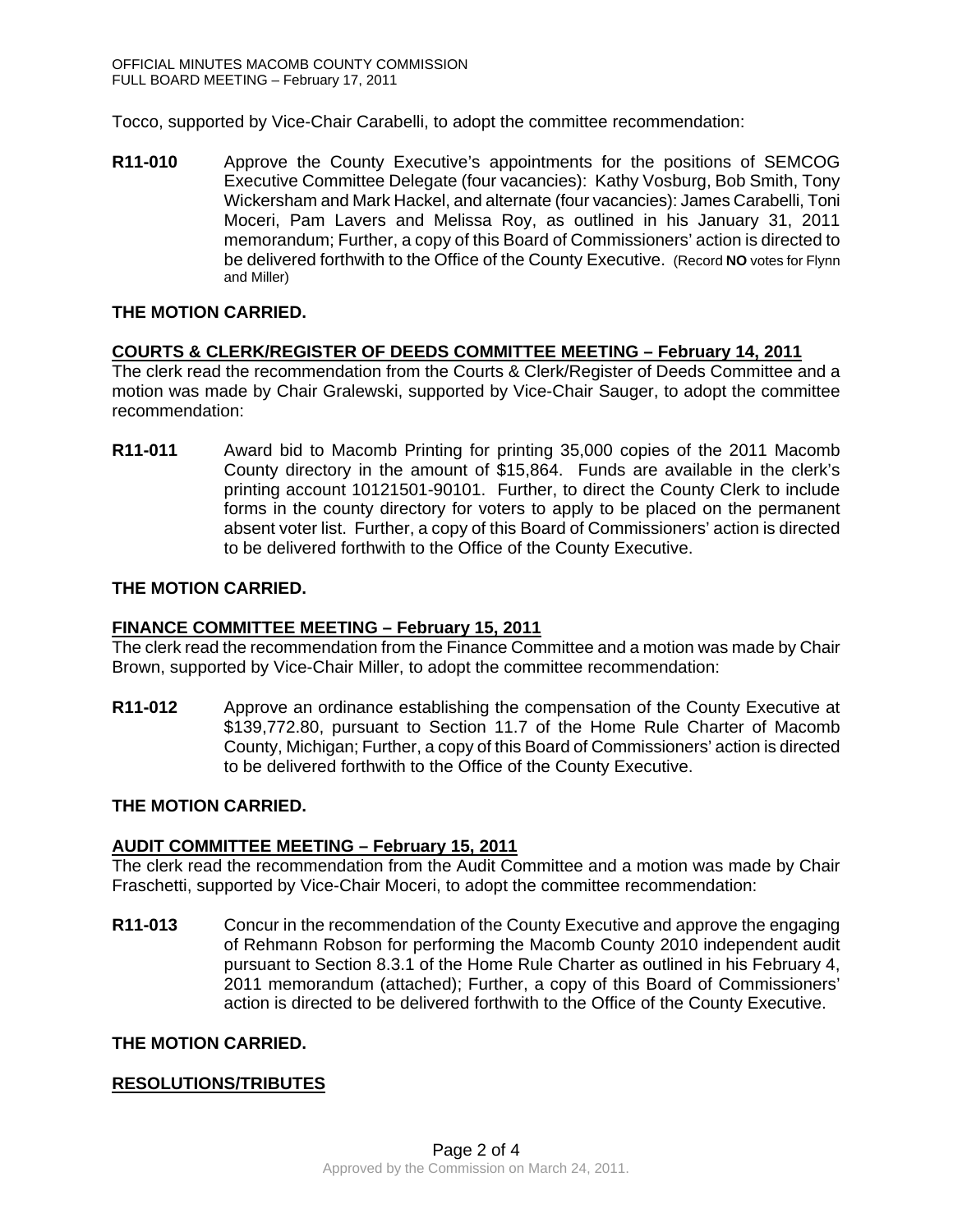Tocco, supported by Vice-Chair Carabelli, to adopt the committee recommendation:

**R11-010** Approve the County Executive's appointments for the positions of SEMCOG Executive Committee Delegate (four vacancies): Kathy Vosburg, Bob Smith, Tony Wickersham and Mark Hackel, and alternate (four vacancies): James Carabelli, Toni Moceri, Pam Lavers and Melissa Roy, as outlined in his January 31, 2011 memorandum; Further, a copy of this Board of Commissioners' action is directed to be delivered forthwith to the Office of the County Executive. (Record **NO** votes for Flynn and Miller)

**THE MOTION CARRIED.**

**COURTS & CLERK/REGISTER OF DEEDS COMMITTEE MEETING – February 14, 2011**

The clerk read the recommendation from the Courts & Clerk/Register of Deeds Committee and a motion was made by Chair Gralewski, supported by Vice-Chair Sauger, to adopt the committee recommendation:

**R11-011** Award bid to Macomb Printing for printing 35,000 copies of the 2011 Macomb County directory in the amount of $15,864. Funds are available in the clerk's printing account 10121501-90101. Further, to direct the County Clerk to include forms in the county directory for voters to apply to be placed on the permanent absent voter list. Further, a copy of this Board of Commissioners' action is directed to be delivered forthwith to the Office of the County Executive.

**THE MOTION CARRIED.**

**FINANCE COMMITTEE MEETING – February 15, 2011**

The clerk read the recommendation from the Finance Committee and a motion was made by Chair Brown, supported by Vice-Chair Miller, to adopt the committee recommendation:

**R11-012** Approve an ordinance establishing the compensation of the County Executive at $139,772.80, pursuant to Section 11.7 of the Home Rule Charter of Macomb County, Michigan; Further, a copy of this Board of Commissioners' action is directed to be delivered forthwith to the Office of the County Executive.

**THE MOTION CARRIED.**

**AUDIT COMMITTEE MEETING – February 15, 2011**

The clerk read the recommendation from the Audit Committee and a motion was made by Chair Fraschetti, supported by Vice-Chair Moceri, to adopt the committee recommendation:

**R11-013** Concur in the recommendation of the County Executive and approve the engaging of Rehmann Robson for performing the Macomb County 2010 independent audit pursuant to Section 8.3.1 of the Home Rule Charter as outlined in his February 4, 2011 memorandum (attached); Further, a copy of this Board of Commissioners' action is directed to be delivered forthwith to the Office of the County Executive.

**THE MOTION CARRIED.**

**RESOLUTIONS/TRIBUTES**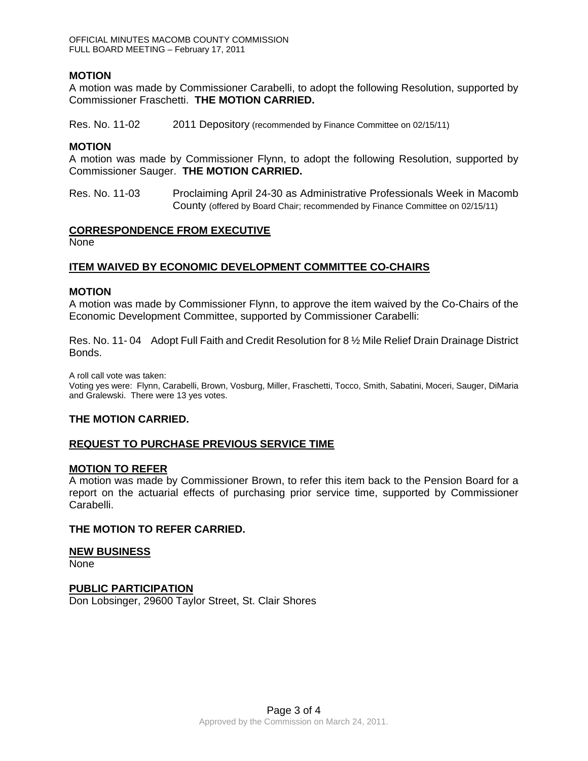**MOTION**

A motion was made by Commissioner Carabelli, to adopt the following Resolution, supported by Commissioner Fraschetti. **THE MOTION CARRIED.**

Res. No. 11-02 2011 Depository (recommended by Finance Committee on 02/15/11)

**MOTION**

A motion was made by Commissioner Flynn, to adopt the following Resolution, supported by Commissioner Sauger. **THE MOTION CARRIED.**

Res. No. 11-03 Proclaiming April 24-30 as Administrative Professionals Week in Macomb County (offered by Board Chair; recommended by Finance Committee on 02/15/11)

## CORRESPONDENCE FROM EXECUTIVE

None

## ITEM WAIVED BY ECONOMIC DEVELOPMENT COMMITTEE CO-CHAIRS

**MOTION**

A motion was made by Commissioner Flynn, to approve the item waived by the Co-Chairs of the Economic Development Committee, supported by Commissioner Carabelli:

Res. No. 11- 04 Adopt Full Faith and Credit Resolution for 8 ½ Mile Relief Drain Drainage District Bonds.

A roll call vote was taken:
Voting yes were: Flynn, Carabelli, Brown, Vosburg, Miller, Fraschetti, Tocco, Smith, Sabatini, Moceri, Sauger, DiMaria and Gralewski. There were 13 yes votes.

**THE MOTION CARRIED.**

## REQUEST TO PURCHASE PREVIOUS SERVICE TIME

**MOTION TO REFER**

A motion was made by Commissioner Brown, to refer this item back to the Pension Board for a report on the actuarial effects of purchasing prior service time, supported by Commissioner Carabelli.

**THE MOTION TO REFER CARRIED.**

## NEW BUSINESS

None

## PUBLIC PARTICIPATION

Don Lobsinger, 29600 Taylor Street, St. Clair Shores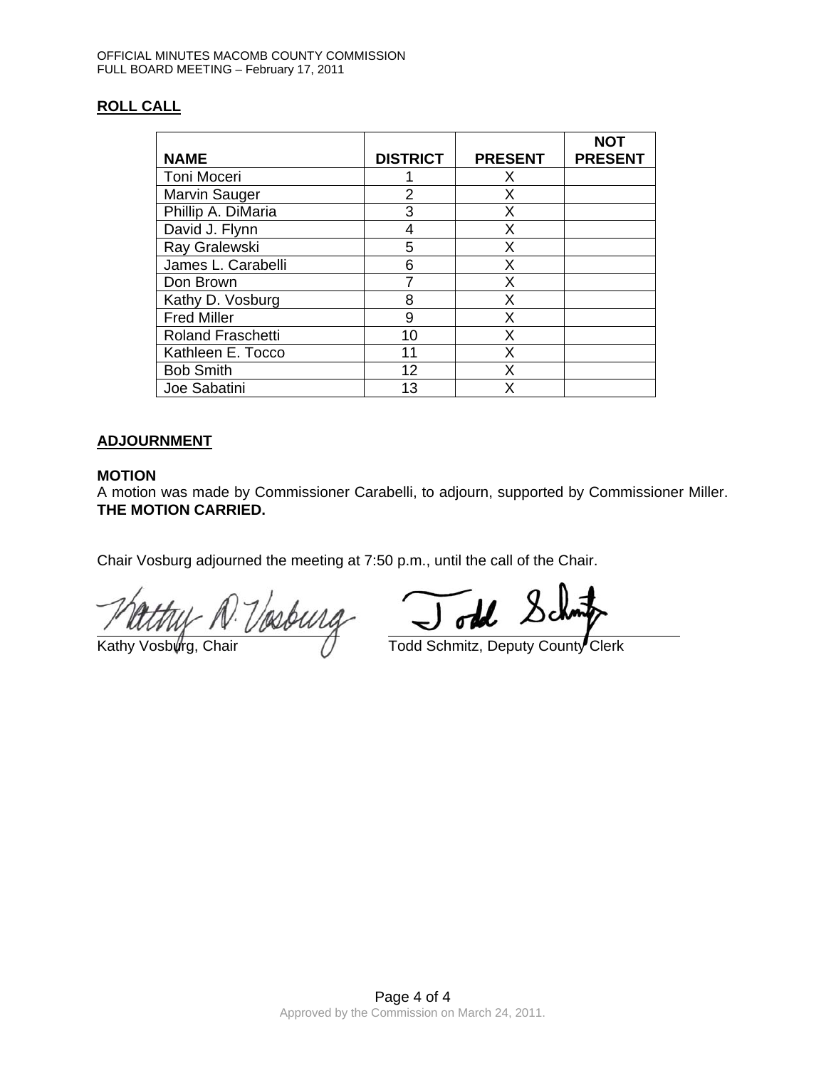## ROLL CALL

| NAME | DISTRICT | PRESENT | NOT PRESENT |
|---|---|---|---|
| Toni Moceri | 1 | X | |
| Marvin Sauger | 2 | X | |
| Phillip A. DiMaria | 3 | X | |
| David J. Flynn | 4 | X | |
| Ray Gralewski | 5 | X | |
| James L. Carabelli | 6 | X | |
| Don Brown | 7 | X | |
| Kathy D. Vosburg | 8 | X | |
| Fred Miller | 9 | X | |
| Roland Fraschetti | 10 | X | |
| Kathleen E. Tocco | 11 | X | |
| Bob Smith | 12 | X | |
| Joe Sabatini | 13 | X | |

## ADJOURNMENT

**MOTION**

A motion was made by Commissioner Carabelli, to adjourn, supported by Commissioner Miller.
**THE MOTION CARRIED.**

Chair Vosburg adjourned the meeting at 7:50 p.m., until the call of the Chair.

Kathy Vosburg, Chair

Todd Schmitz, Deputy County Clerk

Approved by the Commission on March 24, 2011.